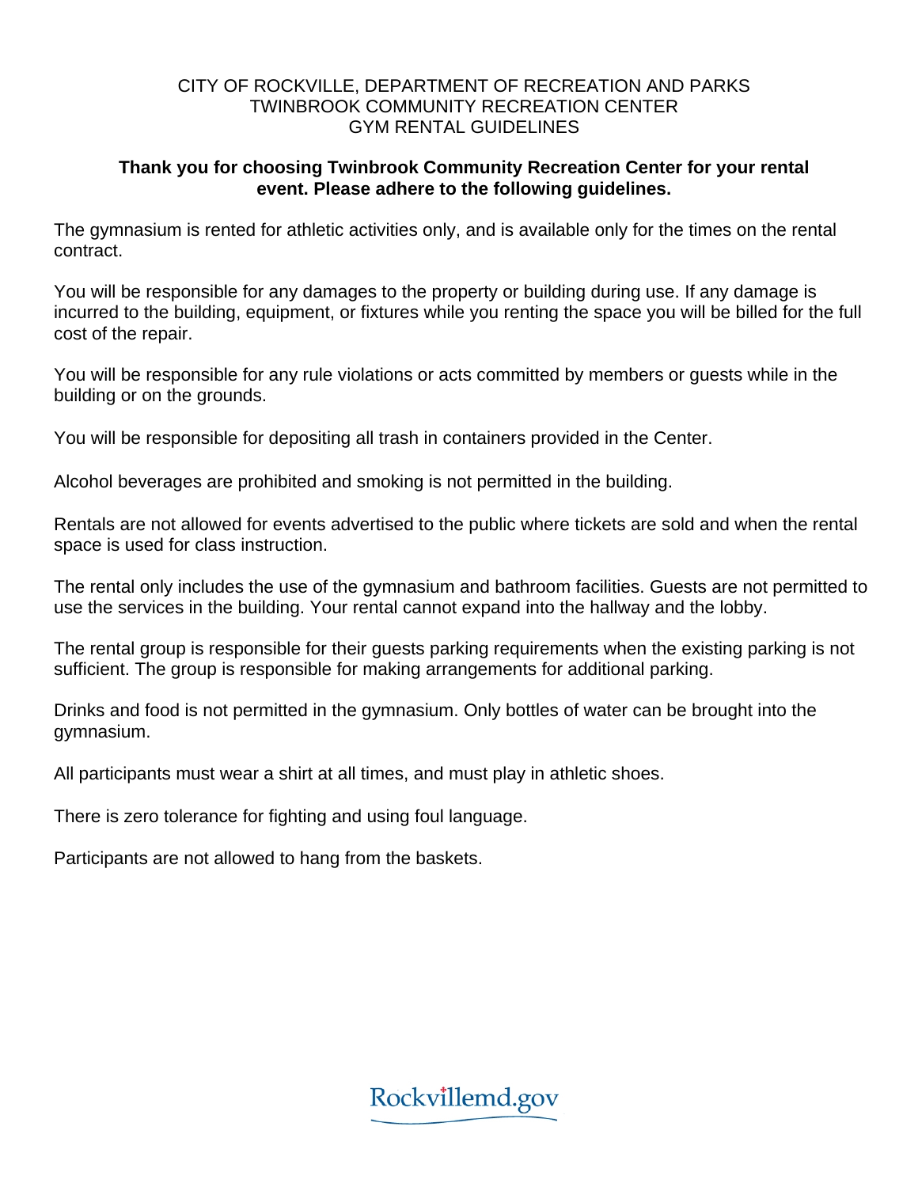# CITY OF ROCKVILLE, DEPARTMENT OF RECREATION AND PARKS
## TWINBROOK COMMUNITY RECREATION CENTER
## GYM RENTAL GUIDELINES

**Thank you for choosing Twinbrook Community Recreation Center for your rental event. Please adhere to the following guidelines.**

The gymnasium is rented for athletic activities only, and is available only for the times on the rental contract.

You will be responsible for any damages to the property or building during use. If any damage is incurred to the building, equipment, or fixtures while you renting the space you will be billed for the full cost of the repair.

You will be responsible for any rule violations or acts committed by members or guests while in the building or on the grounds.

You will be responsible for depositing all trash in containers provided in the Center.

Alcohol beverages are prohibited and smoking is not permitted in the building.

Rentals are not allowed for events advertised to the public where tickets are sold and when the rental space is used for class instruction.

The rental only includes the use of the gymnasium and bathroom facilities. Guests are not permitted to use the services in the building. Your rental cannot expand into the hallway and the lobby.

The rental group is responsible for their guests parking requirements when the existing parking is not sufficient. The group is responsible for making arrangements for additional parking.

Drinks and food is not permitted in the gymnasium. Only bottles of water can be brought into the gymnasium.

All participants must wear a shirt at all times, and must play in athletic shoes.

There is zero tolerance for fighting and using foul language.

Participants are not allowed to hang from the baskets.

Rockvillemd.gov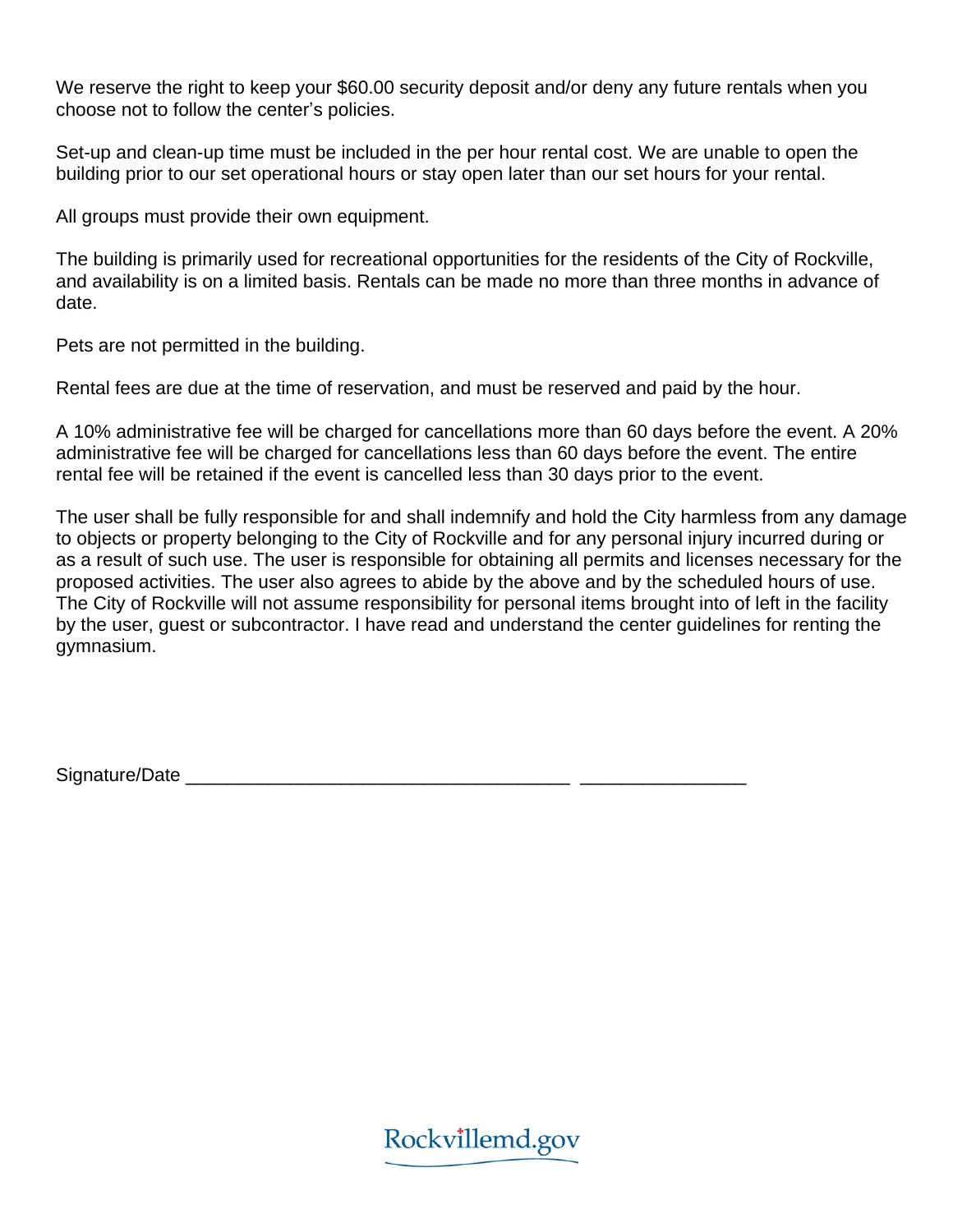We reserve the right to keep your $60.00 security deposit and/or deny any future rentals when you choose not to follow the center's policies.

Set-up and clean-up time must be included in the per hour rental cost. We are unable to open the building prior to our set operational hours or stay open later than our set hours for your rental.

All groups must provide their own equipment.

The building is primarily used for recreational opportunities for the residents of the City of Rockville, and availability is on a limited basis. Rentals can be made no more than three months in advance of date.

Pets are not permitted in the building.

Rental fees are due at the time of reservation, and must be reserved and paid by the hour.

A 10% administrative fee will be charged for cancellations more than 60 days before the event. A 20% administrative fee will be charged for cancellations less than 60 days before the event. The entire rental fee will be retained if the event is cancelled less than 30 days prior to the event.

The user shall be fully responsible for and shall indemnify and hold the City harmless from any damage to objects or property belonging to the City of Rockville and for any personal injury incurred during or as a result of such use. The user is responsible for obtaining all permits and licenses necessary for the proposed activities. The user also agrees to abide by the above and by the scheduled hours of use. The City of Rockville will not assume responsibility for personal items brought into of left in the facility by the user, guest or subcontractor. I have read and understand the center guidelines for renting the gymnasium.

Signature/Date _____________________________________ ________________

Rockvillemd.gov